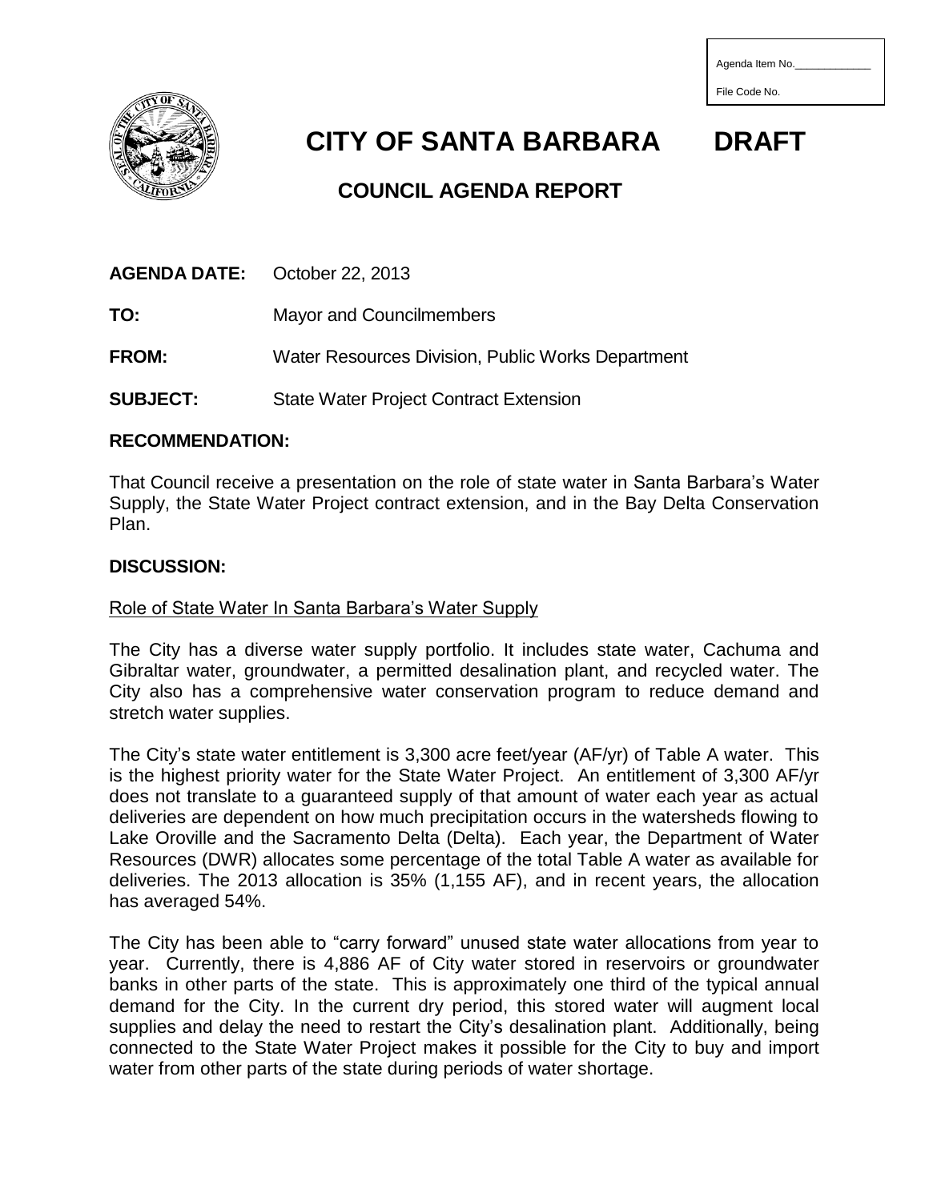Agenda Item No.\_\_\_\_\_\_\_\_\_\_\_\_\_

File Code No.

# CITY OF SANTA BARBARA DRAFT

## COUNCIL AGENDA REPORT

**AGENDA DATE:** October 22, 2013

**TO:** Mayor and Councilmembers

**FROM:** Water Resources Division, Public Works Department

**SUBJECT:** State Water Project Contract Extension

**RECOMMENDATION:**

That Council receive a presentation on the role of state water in Santa Barbara's Water Supply, the State Water Project contract extension, and in the Bay Delta Conservation Plan.

**DISCUSSION:**

Role of State Water In Santa Barbara's Water Supply

The City has a diverse water supply portfolio. It includes state water, Cachuma and Gibraltar water, groundwater, a permitted desalination plant, and recycled water. The City also has a comprehensive water conservation program to reduce demand and stretch water supplies.

The City's state water entitlement is 3,300 acre feet/year (AF/yr) of Table A water. This is the highest priority water for the State Water Project. An entitlement of 3,300 AF/yr does not translate to a guaranteed supply of that amount of water each year as actual deliveries are dependent on how much precipitation occurs in the watersheds flowing to Lake Oroville and the Sacramento Delta (Delta). Each year, the Department of Water Resources (DWR) allocates some percentage of the total Table A water as available for deliveries. The 2013 allocation is 35% (1,155 AF), and in recent years, the allocation has averaged 54%.

The City has been able to "carry forward" unused state water allocations from year to year. Currently, there is 4,886 AF of City water stored in reservoirs or groundwater banks in other parts of the state. This is approximately one third of the typical annual demand for the City. In the current dry period, this stored water will augment local supplies and delay the need to restart the City's desalination plant. Additionally, being connected to the State Water Project makes it possible for the City to buy and import water from other parts of the state during periods of water shortage.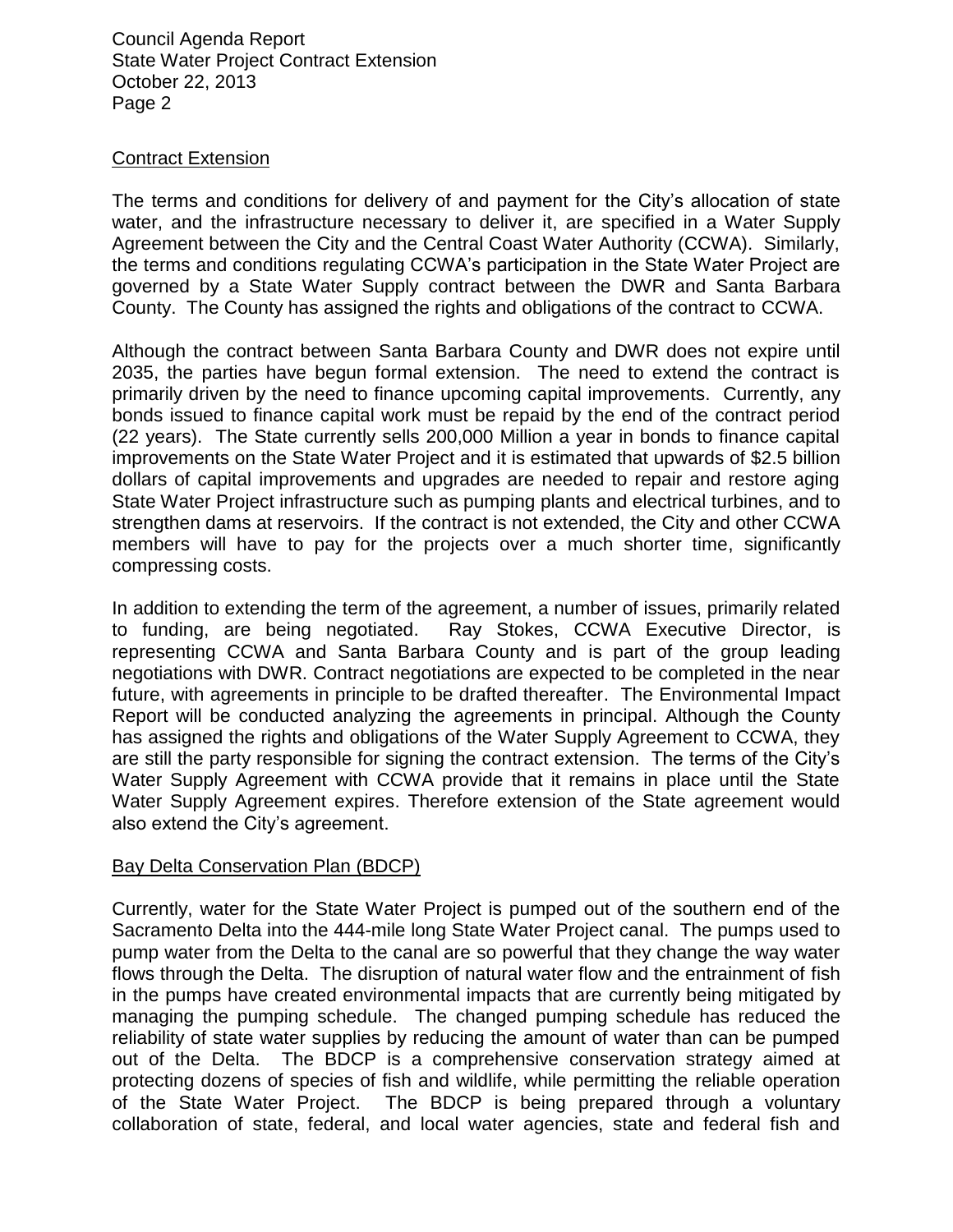## Contract Extension

The terms and conditions for delivery of and payment for the City's allocation of state water, and the infrastructure necessary to deliver it, are specified in a Water Supply Agreement between the City and the Central Coast Water Authority (CCWA). Similarly, the terms and conditions regulating CCWA's participation in the State Water Project are governed by a State Water Supply contract between the DWR and Santa Barbara County. The County has assigned the rights and obligations of the contract to CCWA.

Although the contract between Santa Barbara County and DWR does not expire until 2035, the parties have begun formal extension. The need to extend the contract is primarily driven by the need to finance upcoming capital improvements. Currently, any bonds issued to finance capital work must be repaid by the end of the contract period (22 years). The State currently sells 200,000 Million a year in bonds to finance capital improvements on the State Water Project and it is estimated that upwards of $2.5 billion dollars of capital improvements and upgrades are needed to repair and restore aging State Water Project infrastructure such as pumping plants and electrical turbines, and to strengthen dams at reservoirs. If the contract is not extended, the City and other CCWA members will have to pay for the projects over a much shorter time, significantly compressing costs.

In addition to extending the term of the agreement, a number of issues, primarily related to funding, are being negotiated. Ray Stokes, CCWA Executive Director, is representing CCWA and Santa Barbara County and is part of the group leading negotiations with DWR. Contract negotiations are expected to be completed in the near future, with agreements in principle to be drafted thereafter. The Environmental Impact Report will be conducted analyzing the agreements in principal. Although the County has assigned the rights and obligations of the Water Supply Agreement to CCWA, they are still the party responsible for signing the contract extension. The terms of the City's Water Supply Agreement with CCWA provide that it remains in place until the State Water Supply Agreement expires. Therefore extension of the State agreement would also extend the City's agreement.

## Bay Delta Conservation Plan (BDCP)

Currently, water for the State Water Project is pumped out of the southern end of the Sacramento Delta into the 444-mile long State Water Project canal. The pumps used to pump water from the Delta to the canal are so powerful that they change the way water flows through the Delta. The disruption of natural water flow and the entrainment of fish in the pumps have created environmental impacts that are currently being mitigated by managing the pumping schedule. The changed pumping schedule has reduced the reliability of state water supplies by reducing the amount of water than can be pumped out of the Delta. The BDCP is a comprehensive conservation strategy aimed at protecting dozens of species of fish and wildlife, while permitting the reliable operation of the State Water Project. The BDCP is being prepared through a voluntary collaboration of state, federal, and local water agencies, state and federal fish and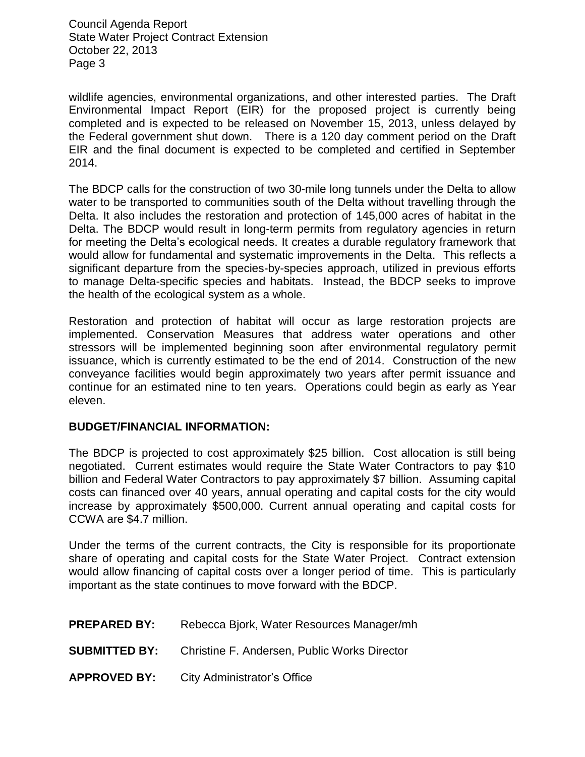wildlife agencies, environmental organizations, and other interested parties. The Draft Environmental Impact Report (EIR) for the proposed project is currently being completed and is expected to be released on November 15, 2013, unless delayed by the Federal government shut down. There is a 120 day comment period on the Draft EIR and the final document is expected to be completed and certified in September 2014.

The BDCP calls for the construction of two 30-mile long tunnels under the Delta to allow water to be transported to communities south of the Delta without travelling through the Delta. It also includes the restoration and protection of 145,000 acres of habitat in the Delta. The BDCP would result in long-term permits from regulatory agencies in return for meeting the Delta's ecological needs. It creates a durable regulatory framework that would allow for fundamental and systematic improvements in the Delta. This reflects a significant departure from the species-by-species approach, utilized in previous efforts to manage Delta-specific species and habitats. Instead, the BDCP seeks to improve the health of the ecological system as a whole.

Restoration and protection of habitat will occur as large restoration projects are implemented. Conservation Measures that address water operations and other stressors will be implemented beginning soon after environmental regulatory permit issuance, which is currently estimated to be the end of 2014. Construction of the new conveyance facilities would begin approximately two years after permit issuance and continue for an estimated nine to ten years. Operations could begin as early as Year eleven.

**BUDGET/FINANCIAL INFORMATION:**

The BDCP is projected to cost approximately $25 billion. Cost allocation is still being negotiated. Current estimates would require the State Water Contractors to pay $10 billion and Federal Water Contractors to pay approximately $7 billion. Assuming capital costs can financed over 40 years, annual operating and capital costs for the city would increase by approximately $500,000. Current annual operating and capital costs for CCWA are $4.7 million.

Under the terms of the current contracts, the City is responsible for its proportionate share of operating and capital costs for the State Water Project. Contract extension would allow financing of capital costs over a longer period of time. This is particularly important as the state continues to move forward with the BDCP.

**PREPARED BY:** Rebecca Bjork, Water Resources Manager/mh

**SUBMITTED BY:** Christine F. Andersen, Public Works Director

**APPROVED BY:** City Administrator's Office